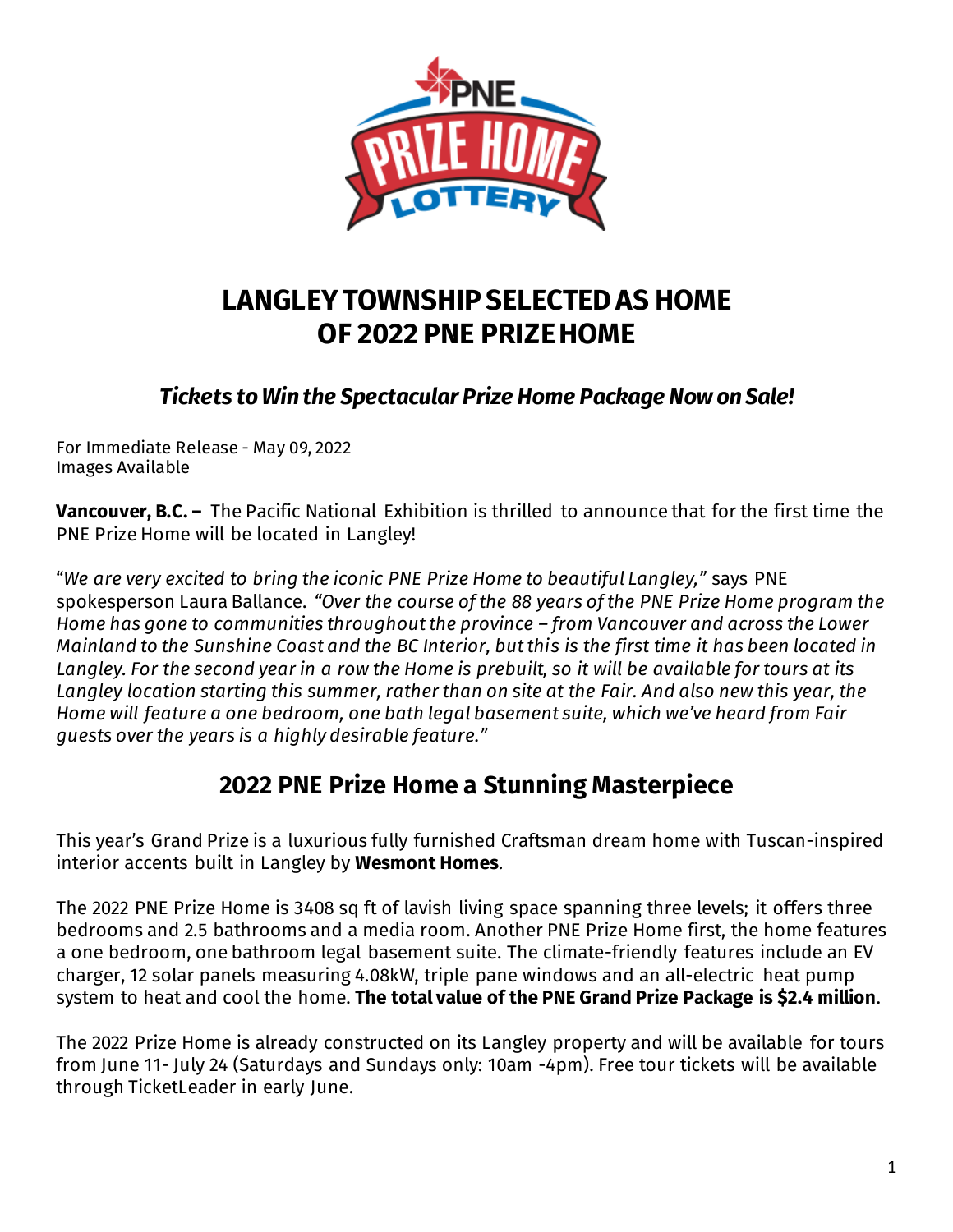# LANGLEY TOWNSHIP SELECTED AS HOME OF 2022 PNE PRIZE HOME

### *Tickets to Win the Spectacular Prize Home Package Now on Sale!*

For Immediate Release - May 09, 2022
Images Available

**Vancouver, B.C. –** The Pacific National Exhibition is thrilled to announce that for the first time the PNE Prize Home will be located in Langley!

"*We are very excited to bring the iconic PNE Prize Home to beautiful Langley,"* says PNE spokesperson Laura Ballance. *"Over the course of the 88 years of the PNE Prize Home program the Home has gone to communities throughout the province – from Vancouver and across the Lower Mainland to the Sunshine Coast and the BC Interior, but this is the first time it has been located in Langley. For the second year in a row the Home is prebuilt, so it will be available for tours at its Langley location starting this summer, rather than on site at the Fair. And also new this year, the Home will feature a one bedroom, one bath legal basement suite, which we've heard from Fair guests over the years is a highly desirable feature."*

## 2022 PNE Prize Home a Stunning Masterpiece

This year's Grand Prize is a luxurious fully furnished Craftsman dream home with Tuscan-inspired interior accents built in Langley by **Wesmont Homes**.

The 2022 PNE Prize Home is 3408 sq ft of lavish living space spanning three levels; it offers three bedrooms and 2.5 bathrooms and a media room. Another PNE Prize Home first, the home features a one bedroom, one bathroom legal basement suite. The climate-friendly features include an EV charger, 12 solar panels measuring 4.08kW, triple pane windows and an all-electric heat pump system to heat and cool the home. **The total value of the PNE Grand Prize Package is $2.4 million**.

The 2022 Prize Home is already constructed on its Langley property and will be available for tours from June 11- July 24 (Saturdays and Sundays only: 10am -4pm). Free tour tickets will be available through TicketLeader in early June.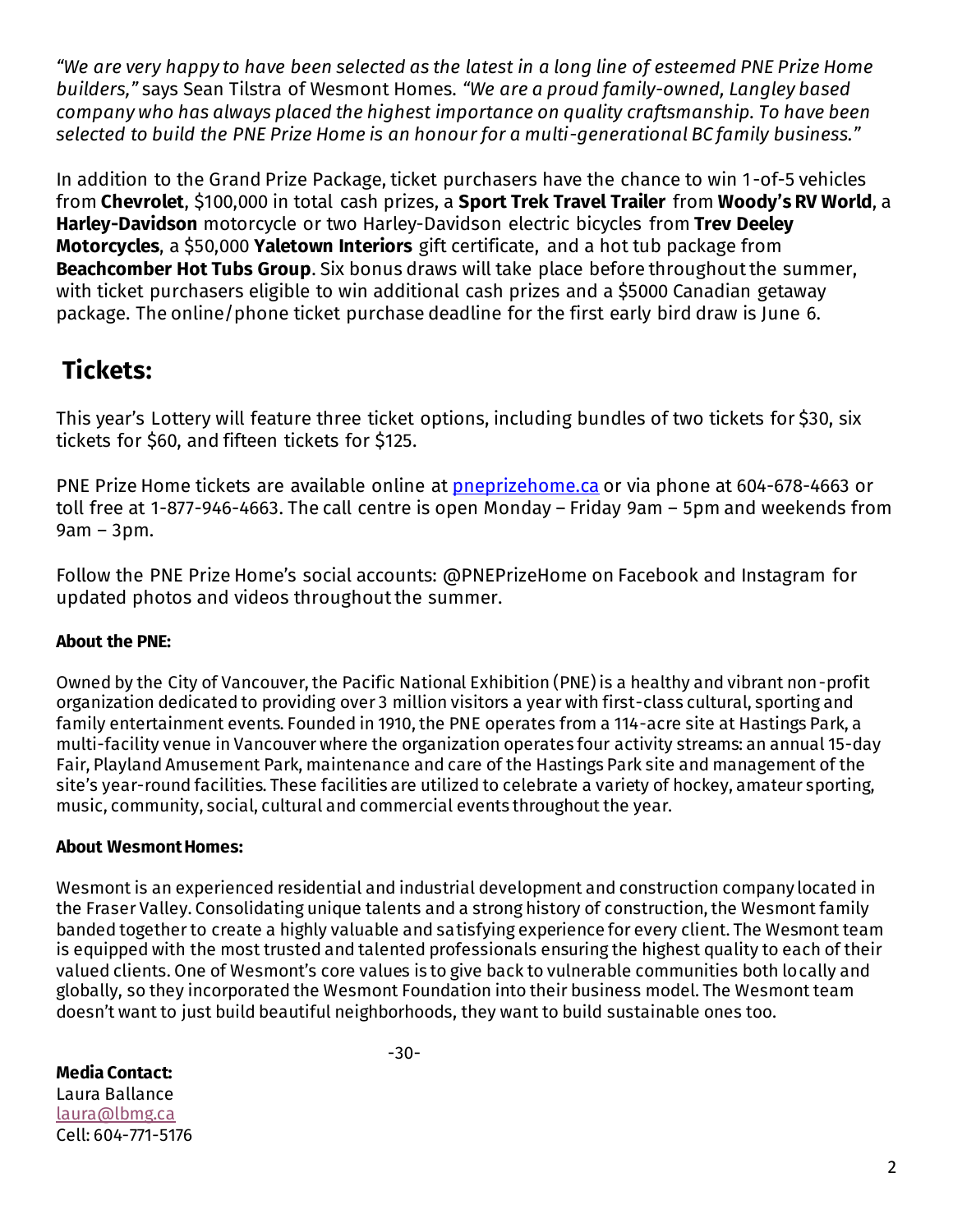*"We are very happy to have been selected as the latest in a long line of esteemed PNE Prize Home builders,"* says Sean Tilstra of Wesmont Homes. *"We are a proud family-owned, Langley based company who has always placed the highest importance on quality craftsmanship. To have been selected to build the PNE Prize Home is an honour for a multi-generational BC family business."*

In addition to the Grand Prize Package, ticket purchasers have the chance to win 1-of-5 vehicles from **Chevrolet**, $100,000 in total cash prizes, a **Sport Trek Travel Trailer** from **Woody's RV World**, a **Harley-Davidson** motorcycle or two Harley-Davidson electric bicycles from **Trev Deeley Motorcycles**, a $50,000 **Yaletown Interiors** gift certificate, and a hot tub package from **Beachcomber Hot Tubs Group**. Six bonus draws will take place before throughout the summer, with ticket purchasers eligible to win additional cash prizes and a $5000 Canadian getaway package. The online/phone ticket purchase deadline for the first early bird draw is June 6.

## Tickets:

This year's Lottery will feature three ticket options, including bundles of two tickets for $30, six tickets for $60, and fifteen tickets for $125.

PNE Prize Home tickets are available online at [pneprizehome.ca](pneprizehome.ca) or via phone at 604-678-4663 or toll free at 1-877-946-4663. The call centre is open Monday – Friday 9am – 5pm and weekends from 9am – 3pm.

Follow the PNE Prize Home's social accounts: @PNEPrizeHome on Facebook and Instagram for updated photos and videos throughout the summer.

**About the PNE:**

Owned by the City of Vancouver, the Pacific National Exhibition (PNE) is a healthy and vibrant non-profit organization dedicated to providing over 3 million visitors a year with first-class cultural, sporting and family entertainment events. Founded in 1910, the PNE operates from a 114-acre site at Hastings Park, a multi-facility venue in Vancouver where the organization operates four activity streams: an annual 15-day Fair, Playland Amusement Park, maintenance and care of the Hastings Park site and management of the site's year-round facilities. These facilities are utilized to celebrate a variety of hockey, amateur sporting, music, community, social, cultural and commercial events throughout the year.

**About Wesmont Homes:**

Wesmont is an experienced residential and industrial development and construction company located in the Fraser Valley. Consolidating unique talents and a strong history of construction, the Wesmont family banded together to create a highly valuable and satisfying experience for every client. The Wesmont team is equipped with the most trusted and talented professionals ensuring the highest quality to each of their valued clients. One of Wesmont's core values is to give back to vulnerable communities both locally and globally, so they incorporated the Wesmont Foundation into their business model. The Wesmont team doesn't want to just build beautiful neighborhoods, they want to build sustainable ones too.

-30-

**Media Contact:**
Laura Ballance
[laura@lbmg.ca](mailto:laura@lbmg.ca)
Cell: 604-771-5176